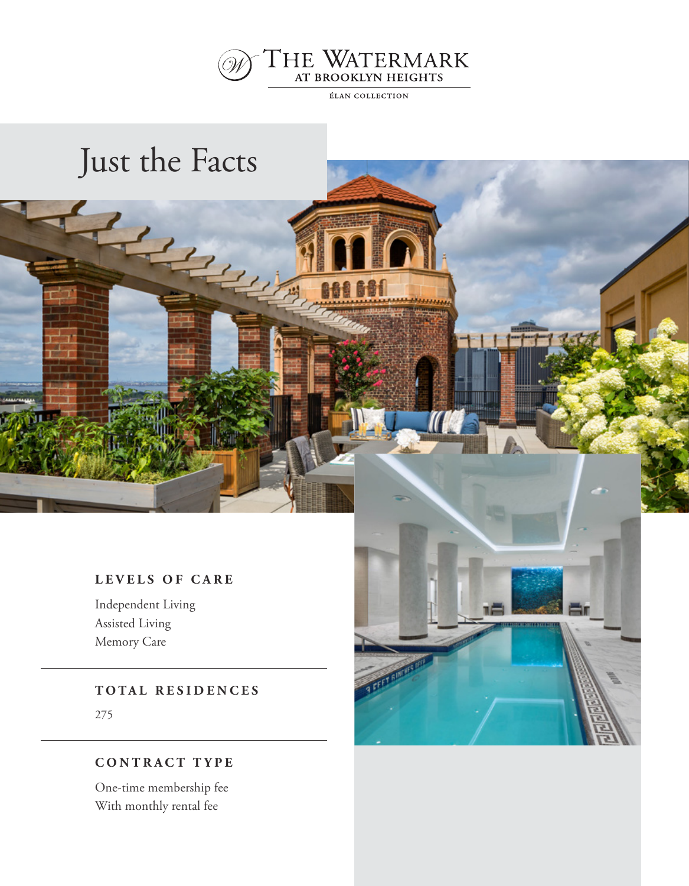THE WATERMARK
AT BROOKLYN HEIGHTS
ÉLAN COLLECTION

# Just the Facts

### LEVELS OF CARE

Independent Living
Assisted Living
Memory Care

---

### TOTAL RESIDENCES

275

---

### CONTRACT TYPE

One-time membership fee
With monthly rental fee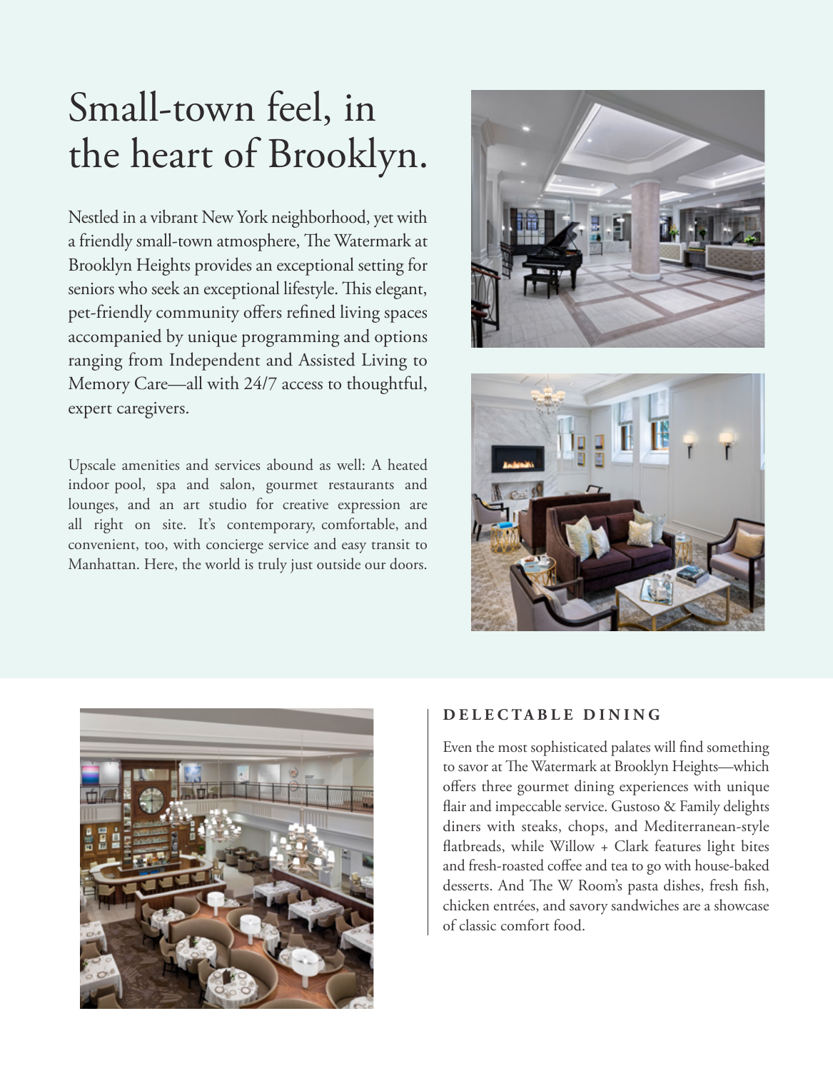# Small-town feel, in the heart of Brooklyn.

Nestled in a vibrant New York neighborhood, yet with a friendly small-town atmosphere, The Watermark at Brooklyn Heights provides an exceptional setting for seniors who seek an exceptional lifestyle. This elegant, pet-friendly community offers refined living spaces accompanied by unique programming and options ranging from Independent and Assisted Living to Memory Care—all with 24/7 access to thoughtful, expert caregivers.

Upscale amenities and services abound as well: A heated indoor pool, spa and salon, gourmet restaurants and lounges, and an art studio for creative expression are all right on site. It's contemporary, comfortable, and convenient, too, with concierge service and easy transit to Manhattan. Here, the world is truly just outside our doors.

### DELECTABLE DINING

Even the most sophisticated palates will find something to savor at The Watermark at Brooklyn Heights—which offers three gourmet dining experiences with unique flair and impeccable service. Gustoso & Family delights diners with steaks, chops, and Mediterranean-style flatbreads, while Willow + Clark features light bites and fresh-roasted coffee and tea to go with house-baked desserts. And The W Room's pasta dishes, fresh fish, chicken entrées, and savory sandwiches are a showcase of classic comfort food.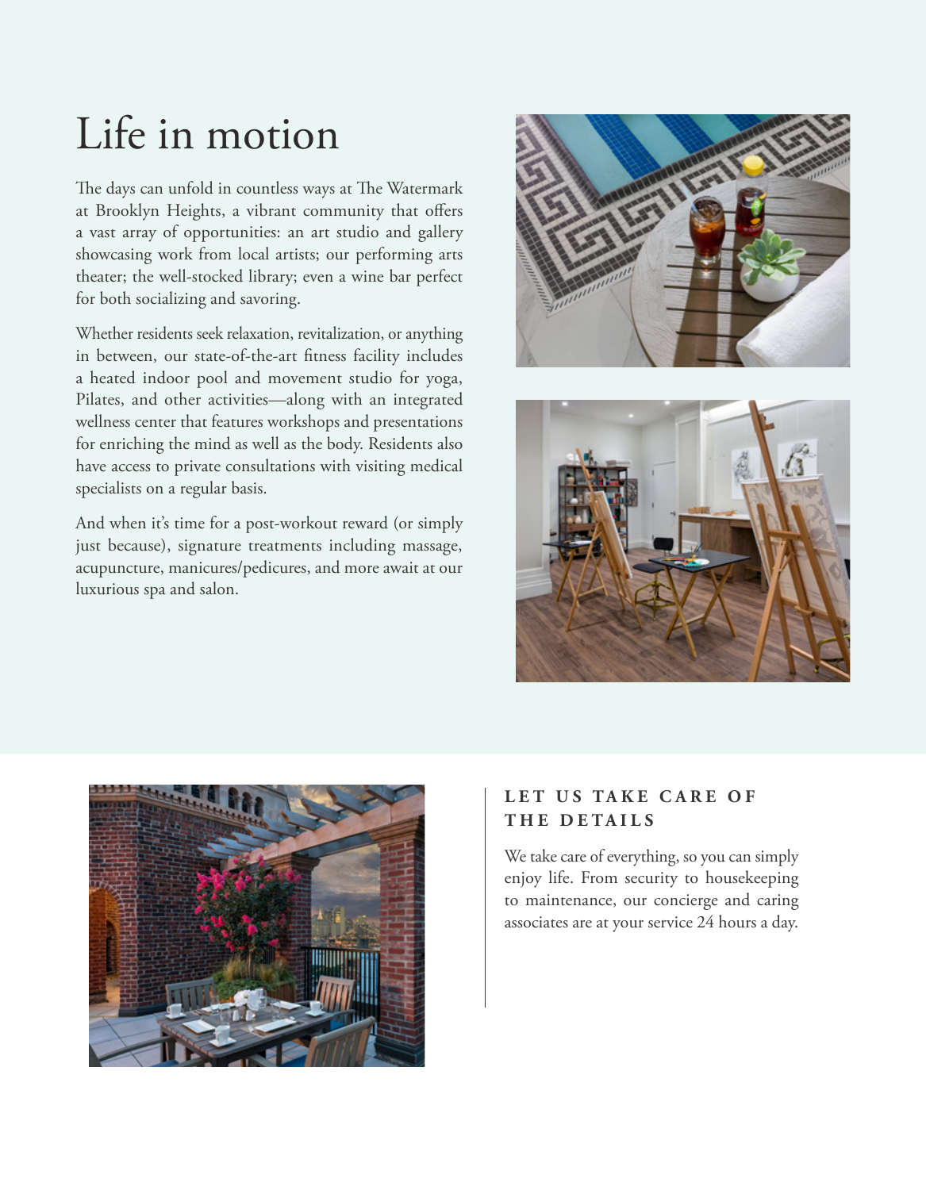# Life in motion

The days can unfold in countless ways at The Watermark at Brooklyn Heights, a vibrant community that offers a vast array of opportunities: an art studio and gallery showcasing work from local artists; our performing arts theater; the well-stocked library; even a wine bar perfect for both socializing and savoring.

Whether residents seek relaxation, revitalization, or anything in between, our state-of-the-art fitness facility includes a heated indoor pool and movement studio for yoga, Pilates, and other activities—along with an integrated wellness center that features workshops and presentations for enriching the mind as well as the body. Residents also have access to private consultations with visiting medical specialists on a regular basis.

And when it's time for a post-workout reward (or simply just because), signature treatments including massage, acupuncture, manicures/pedicures, and more await at our luxurious spa and salon.

## LET US TAKE CARE OF THE DETAILS

We take care of everything, so you can simply enjoy life. From security to housekeeping to maintenance, our concierge and caring associates are at your service 24 hours a day.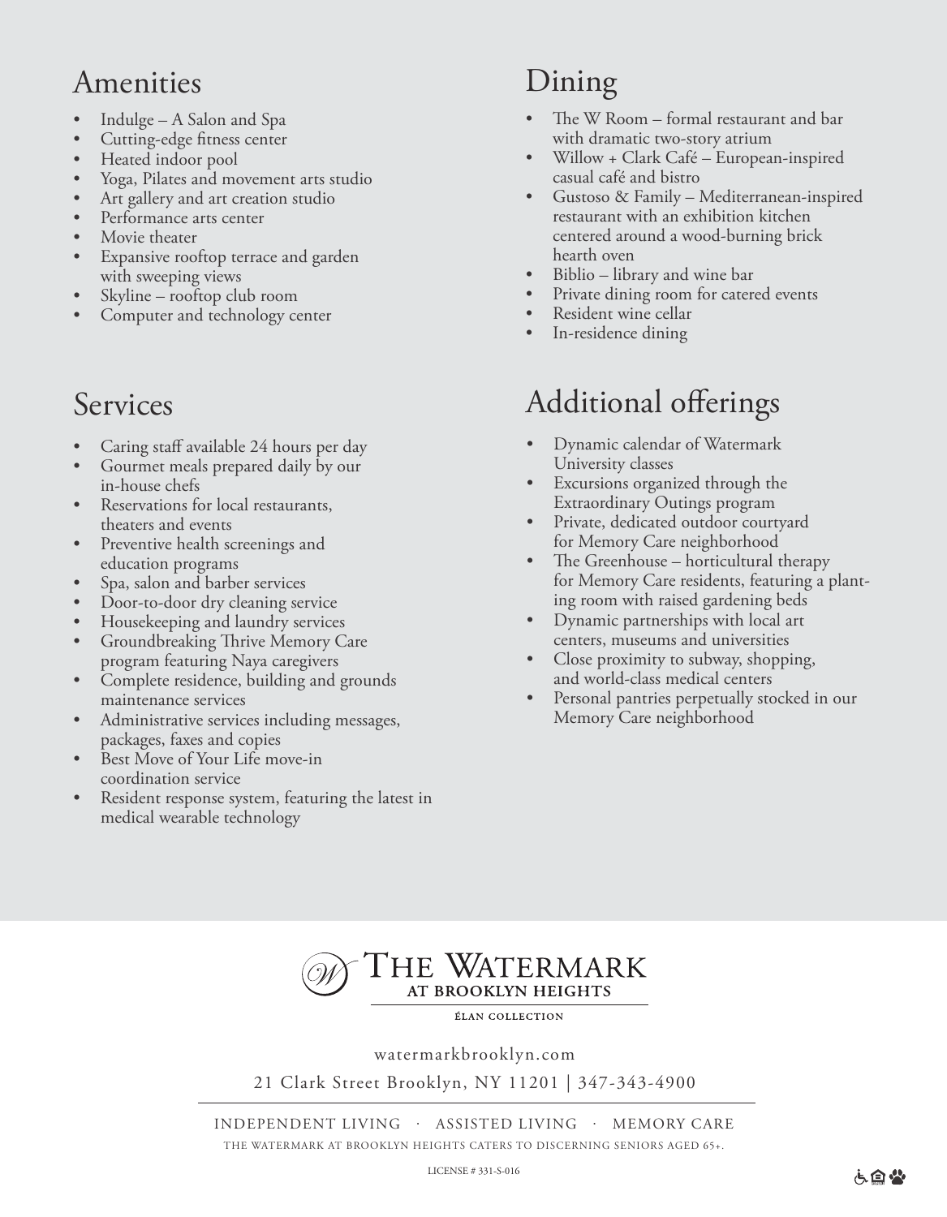## Amenities

- Indulge – A Salon and Spa
- Cutting-edge fitness center
- Heated indoor pool
- Yoga, Pilates and movement arts studio
- Art gallery and art creation studio
- Performance arts center
- Movie theater
- Expansive rooftop terrace and garden with sweeping views
- Skyline – rooftop club room
- Computer and technology center

## Services

- Caring staff available 24 hours per day
- Gourmet meals prepared daily by our in-house chefs
- Reservations for local restaurants, theaters and events
- Preventive health screenings and education programs
- Spa, salon and barber services
- Door-to-door dry cleaning service
- Housekeeping and laundry services
- Groundbreaking Thrive Memory Care program featuring Naya caregivers
- Complete residence, building and grounds maintenance services
- Administrative services including messages, packages, faxes and copies
- Best Move of Your Life move-in coordination service
- Resident response system, featuring the latest in medical wearable technology

## Dining

- The W Room – formal restaurant and bar with dramatic two-story atrium
- Willow + Clark Café – European-inspired casual café and bistro
- Gustoso & Family – Mediterranean-inspired restaurant with an exhibition kitchen centered around a wood-burning brick hearth oven
- Biblio – library and wine bar
- Private dining room for catered events
- Resident wine cellar
- In-residence dining

## Additional offerings

- Dynamic calendar of Watermark University classes
- Excursions organized through the Extraordinary Outings program
- Private, dedicated outdoor courtyard for Memory Care neighborhood
- The Greenhouse – horticultural therapy for Memory Care residents, featuring a planting room with raised gardening beds
- Dynamic partnerships with local art centers, museums and universities
- Close proximity to subway, shopping, and world-class medical centers
- Personal pantries perpetually stocked in our Memory Care neighborhood

THE WATERMARK AT BROOKLYN HEIGHTS

ÉLAN COLLECTION

watermarkbrooklyn.com

21 Clark Street Brooklyn, NY 11201 | 347-343-4900

INDEPENDENT LIVING · ASSISTED LIVING · MEMORY CARE

THE WATERMARK AT BROOKLYN HEIGHTS CATERS TO DISCERNING SENIORS AGED 65+.

LICENSE # 331-S-016